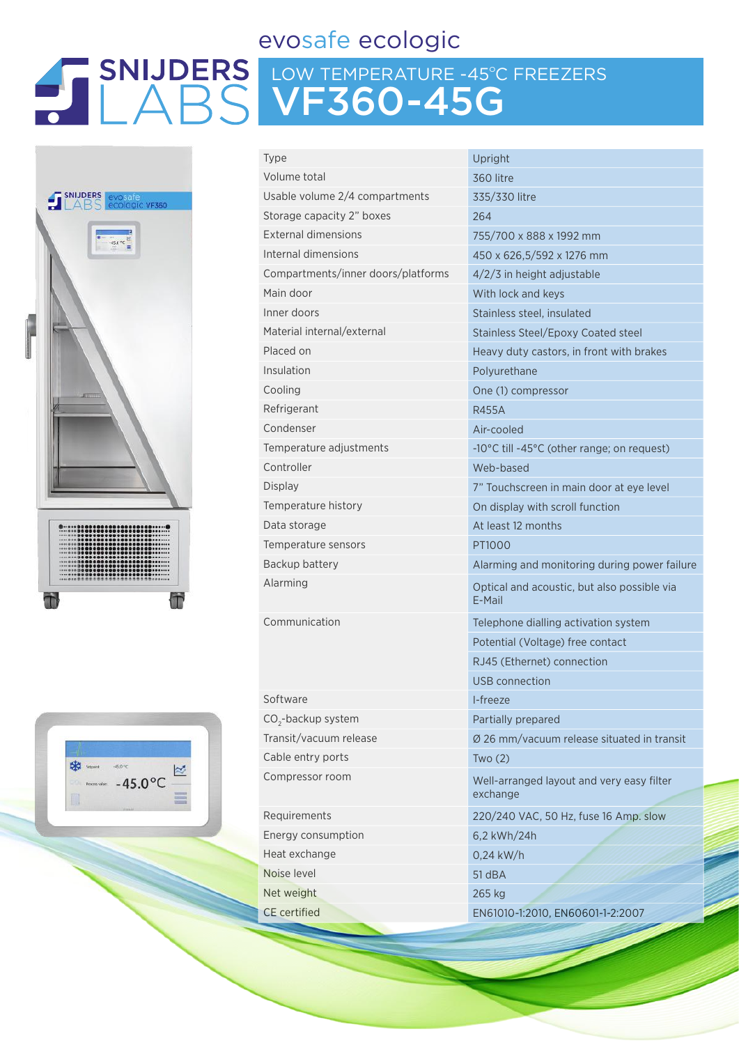# SNIJDERS LABS

evosafe ecologic

## LOW TEMPERATURE -45°C FREEZERS

# VF360-45G

| | |
|---|---|
| Type | Upright |
| Volume total | 360 litre |
| Usable volume 2/4 compartments | 335/330 litre |
| Storage capacity 2" boxes | 264 |
| External dimensions | 755/700 x 888 x 1992 mm |
| Internal dimensions | 450 x 626,5/592 x 1276 mm |
| Compartments/inner doors/platforms | 4/2/3 in height adjustable |
| Main door | With lock and keys |
| Inner doors | Stainless steel, insulated |
| Material internal/external | Stainless Steel/Epoxy Coated steel |
| Placed on | Heavy duty castors, in front with brakes |
| Insulation | Polyurethane |
| Cooling | One (1) compressor |
| Refrigerant | R455A |
| Condenser | Air-cooled |
| Temperature adjustments | -10°C till -45°C (other range; on request) |
| Controller | Web-based |
| Display | 7" Touchscreen in main door at eye level |
| Temperature history | On display with scroll function |
| Data storage | At least 12 months |
| Temperature sensors | PT1000 |
| Backup battery | Alarming and monitoring during power failure |
| Alarming | Optical and acoustic, but also possible via E-Mail |
| Communication | Telephone dialling activation system |
| | Potential (Voltage) free contact |
| | RJ45 (Ethernet) connection |
| | USB connection |
| Software | I-freeze |
| $CO_2$-backup system | Partially prepared |
| Transit/vacuum release | Ø 26 mm/vacuum release situated in transit |
| Cable entry ports | Two (2) |
| Compressor room | Well-arranged layout and very easy filter exchange |
| Requirements | 220/240 VAC, 50 Hz, fuse 16 Amp. slow |
| Energy consumption | 6,2 kWh/24h |
| Heat exchange | 0,24 kW/h |
| Noise level | 51 dBA |
| Net weight | 265 kg |
| CE certified | EN61010-1:2010, EN60601-1-2:2007 |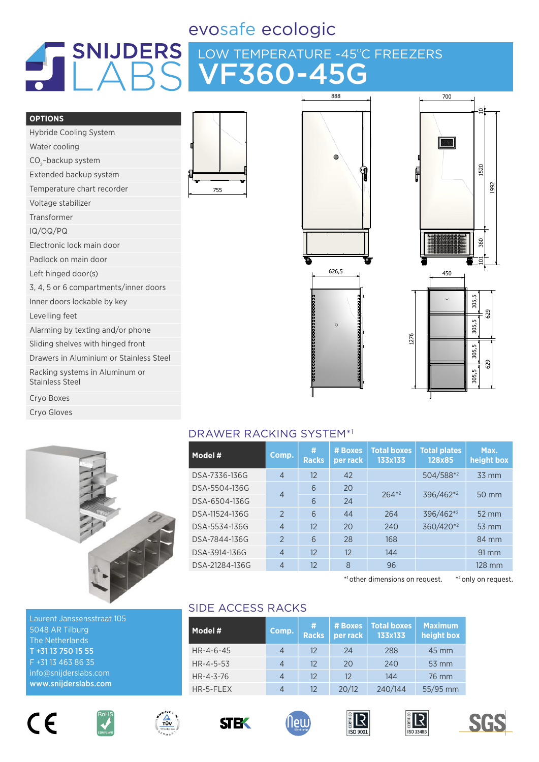evosafe ecologic

# LOW TEMPERATURE -45°C FREEZERS
# VF360-45G

SNIJDERS LABS

## OPTIONS

- Hybride Cooling System
- Water cooling
- $CO_2$-backup system
- Extended backup system
- Temperature chart recorder
- Voltage stabilizer
- Transformer
- IQ/OQ/PQ
- Electronic lock main door
- Padlock on main door
- Left hinged door(s)
- 3, 4, 5 or 6 compartments/inner doors
- Inner doors lockable by key
- Levelling feet
- Alarming by texting and/or phone
- Sliding shelves with hinged front
- Drawers in Aluminium or Stainless Steel
- Racking systems in Aluminum or Stainless Steel
- Cryo Boxes
- Cryo Gloves

755
888
700
10
1520
1992
360
101
626,5
450
1276
305,5
629
305,5
305,5
629
305,5

## DRAWER RACKING SYSTEM*[1]

| Model # | Comp. | # Racks | # Boxes per rack | Total boxes 133x133 | Total plates 128x85 | Max. height box |
|---|---|---|---|---|---|---|
| DSA-7336-136G | 4 | 12 | 42 | | 504/588*[2] | 33 mm |
| DSA-5504-136G | 4 | 6 | 20 | 264*[2] | 396/462*[2] | 50 mm |
| DSA-6504-136G | | 6 | 24 | | | |
| DSA-11524-136G | 2 | 6 | 44 | 264 | 396/462*[2] | 52 mm |
| DSA-5534-136G | 4 | 12 | 20 | 240 | 360/420*[2] | 53 mm |
| DSA-7844-136G | 2 | 6 | 28 | 168 | | 84 mm |
| DSA-3914-136G | 4 | 12 | 12 | 144 | | 91 mm |
| DSA-21284-136G | 4 | 12 | 8 | 96 | | 128 mm |

*[1] other dimensions on request. *[2] only on request.

## SIDE ACCESS RACKS

| Model # | Comp. | # Racks | # Boxes per rack | Total boxes 133x133 | Maximum height box |
|---|---|---|---|---|---|
| HR-4-6-45 | 4 | 12 | 24 | 288 | 45 mm |
| HR-4-5-53 | 4 | 12 | 20 | 240 | 53 mm |
| HR-4-3-76 | 4 | 12 | 12 | 144 | 76 mm |
| HR-5-FLEX | 4 | 12 | 20/12 | 240/144 | 55/95 mm |

Laurent Janssensstraat 105
5048 AR Tilburg
The Netherlands
**T +31 13 750 15 55**
F +31 13 463 86 35
info@snijderslabs.com
**www.snijderslabs.com**

CE · RoHS COMPLIANT · TÜV · STEK · New · CERTIFIED ISO 9001 · CERTIFIED ISO 13485 · SGS